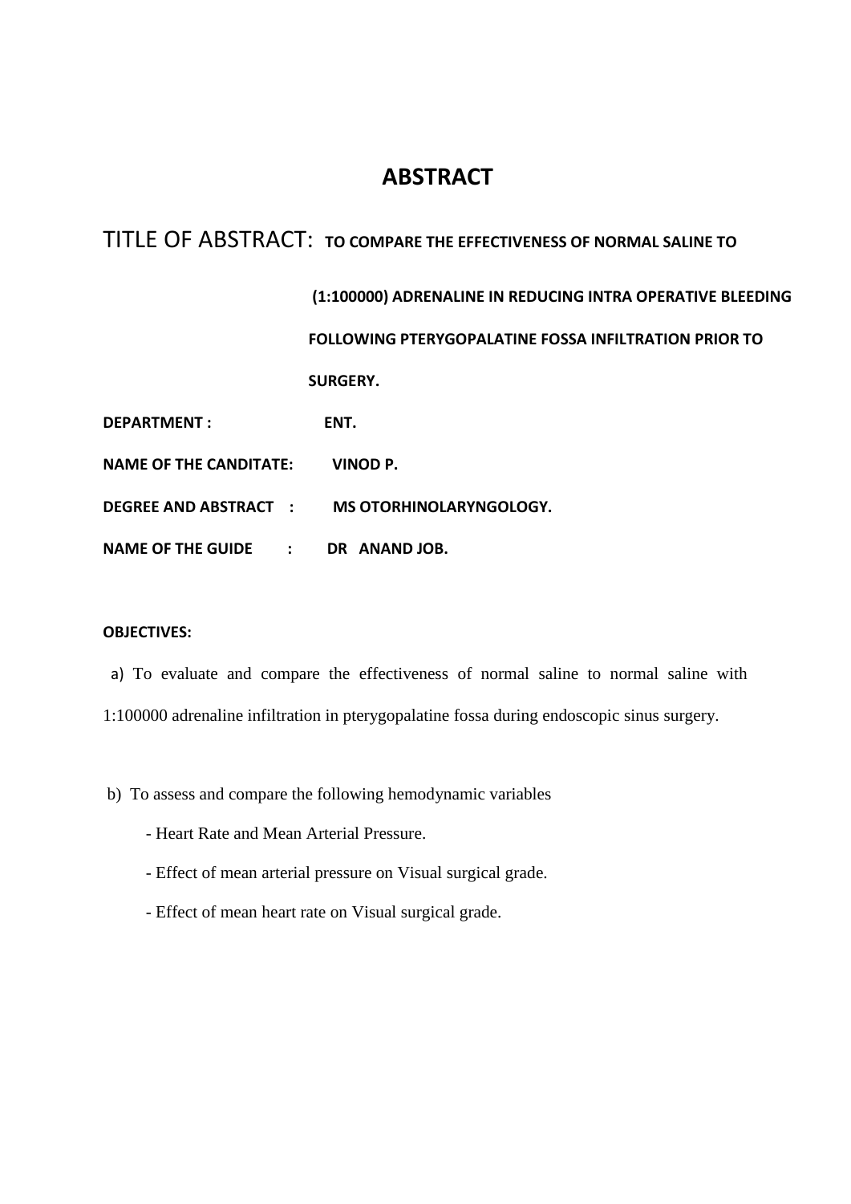# ABSTRACT

TITLE OF ABSTRACT: **TO COMPARE THE EFFECTIVENESS OF NORMAL SALINE TO (1:100000) ADRENALINE IN REDUCING INTRA OPERATIVE BLEEDING FOLLOWING PTERYGOPALATINE FOSSA INFILTRATION PRIOR TO SURGERY.**

**DEPARTMENT :** **ENT.**

**NAME OF THE CANDITATE:** **VINOD P.**

**DEGREE AND ABSTRACT :** **MS OTORHINOLARYNGOLOGY.**

**NAME OF THE GUIDE :** **DR ANAND JOB.**

**OBJECTIVES:**

a) To evaluate and compare the effectiveness of normal saline to normal saline with 1:100000 adrenaline infiltration in pterygopalatine fossa during endoscopic sinus surgery.

b) To assess and compare the following hemodynamic variables

- Heart Rate and Mean Arterial Pressure.
- Effect of mean arterial pressure on Visual surgical grade.
- Effect of mean heart rate on Visual surgical grade.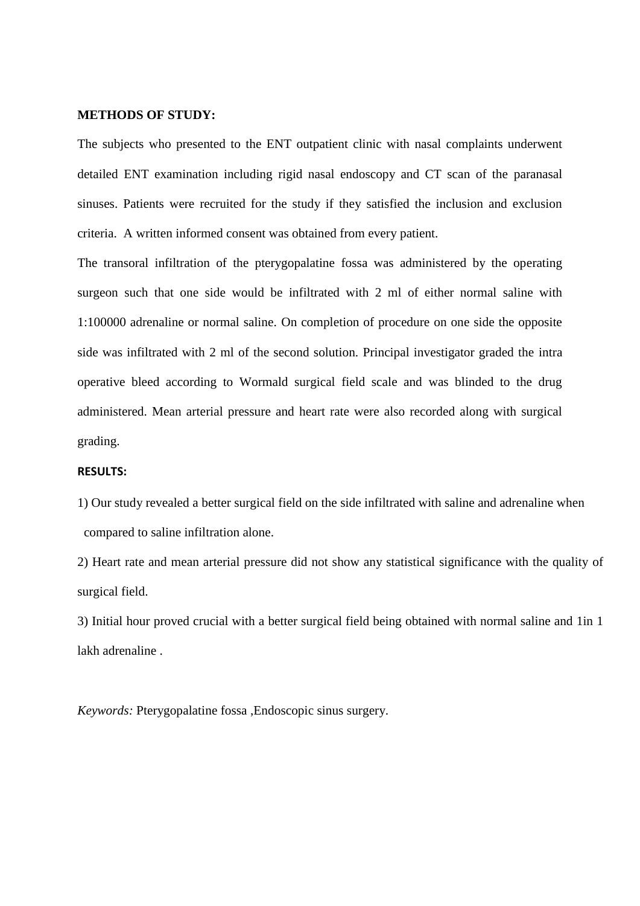**METHODS OF STUDY:**

The subjects who presented to the ENT outpatient clinic with nasal complaints underwent detailed ENT examination including rigid nasal endoscopy and CT scan of the paranasal sinuses. Patients were recruited for the study if they satisfied the inclusion and exclusion criteria. A written informed consent was obtained from every patient.

The transoral infiltration of the pterygopalatine fossa was administered by the operating surgeon such that one side would be infiltrated with 2 ml of either normal saline with 1:100000 adrenaline or normal saline. On completion of procedure on one side the opposite side was infiltrated with 2 ml of the second solution. Principal investigator graded the intra operative bleed according to Wormald surgical field scale and was blinded to the drug administered. Mean arterial pressure and heart rate were also recorded along with surgical grading.

**RESULTS:**

1) Our study revealed a better surgical field on the side infiltrated with saline and adrenaline when compared to saline infiltration alone.

2) Heart rate and mean arterial pressure did not show any statistical significance with the quality of surgical field.

3) Initial hour proved crucial with a better surgical field being obtained with normal saline and 1in 1 lakh adrenaline .

*Keywords:* Pterygopalatine fossa ,Endoscopic sinus surgery.